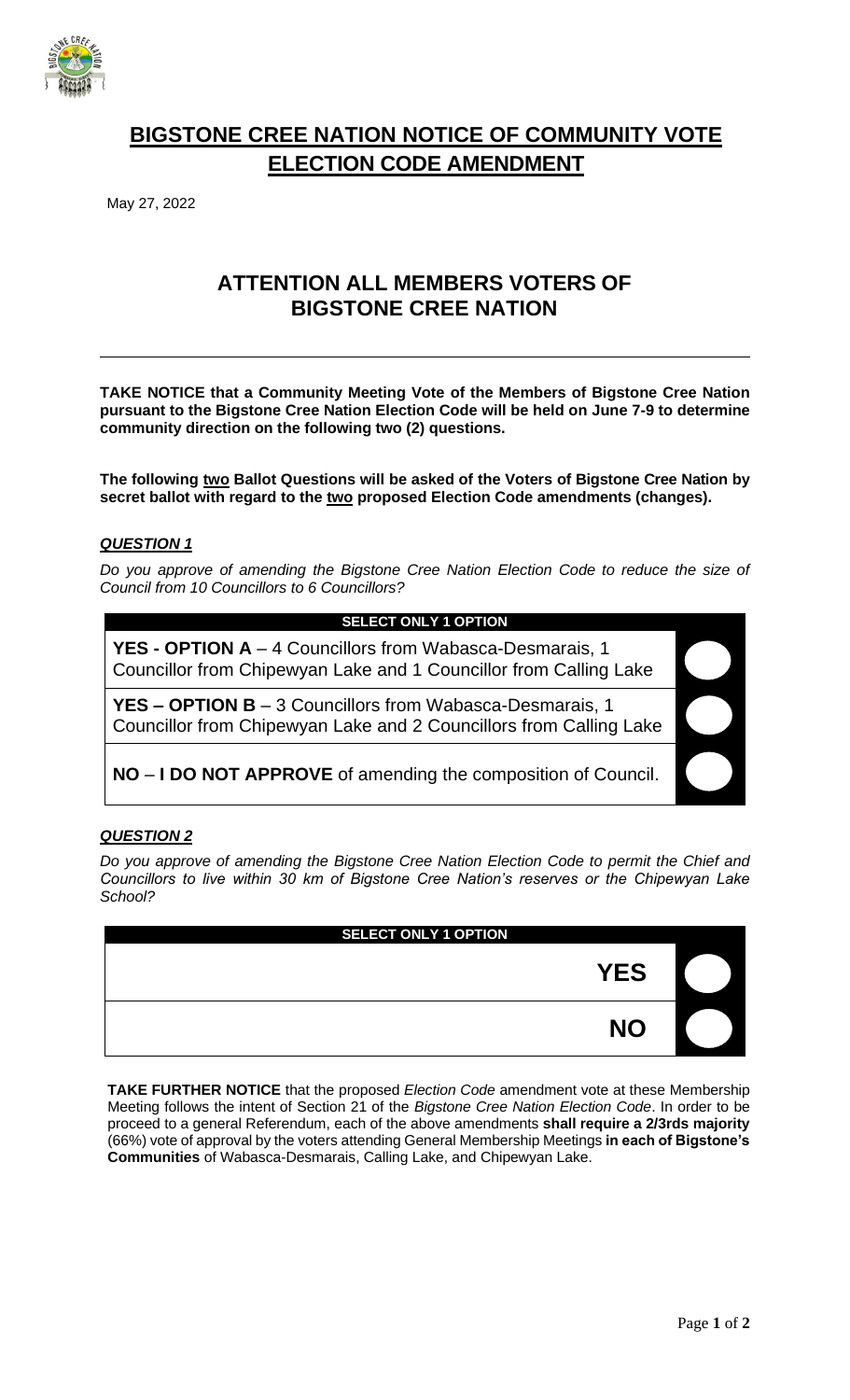# BIGSTONE CREE NATION NOTICE OF COMMUNITY VOTE ELECTION CODE AMENDMENT

May 27, 2022

## ATTENTION ALL MEMBERS VOTERS OF BIGSTONE CREE NATION

---

**TAKE NOTICE that a Community Meeting Vote of the Members of Bigstone Cree Nation pursuant to the Bigstone Cree Nation Election Code will be held on June 7-9 to determine community direction on the following two (2) questions.**

**The following two Ballot Questions will be asked of the Voters of Bigstone Cree Nation by secret ballot with regard to the two proposed Election Code amendments (changes).**

***QUESTION 1***

*Do you approve of amending the Bigstone Cree Nation Election Code to reduce the size of Council from 10 Councillors to 6 Councillors?*

| SELECT ONLY 1 OPTION | |
|---|---|
| **YES - OPTION A** – 4 Councillors from Wabasca-Desmarais, 1 Councillor from Chipewyan Lake and 1 Councillor from Calling Lake | ○ |
| **YES – OPTION B** – 3 Councillors from Wabasca-Desmarais, 1 Councillor from Chipewyan Lake and 2 Councillors from Calling Lake | ○ |
| **NO** – **I DO NOT APPROVE** of amending the composition of Council. | ○ |

***QUESTION 2***

*Do you approve of amending the Bigstone Cree Nation Election Code to permit the Chief and Councillors to live within 30 km of Bigstone Cree Nation's reserves or the Chipewyan Lake School?*

| SELECT ONLY 1 OPTION | |
|---|---|
| **YES** | ○ |
| **NO** | ○ |

**TAKE FURTHER NOTICE** that the proposed *Election Code* amendment vote at these Membership Meeting follows the intent of Section 21 of the *Bigstone Cree Nation Election Code*. In order to be proceed to a general Referendum, each of the above amendments **shall require a 2/3rds majority** (66%) vote of approval by the voters attending General Membership Meetings **in each of Bigstone's Communities** of Wabasca-Desmarais, Calling Lake, and Chipewyan Lake.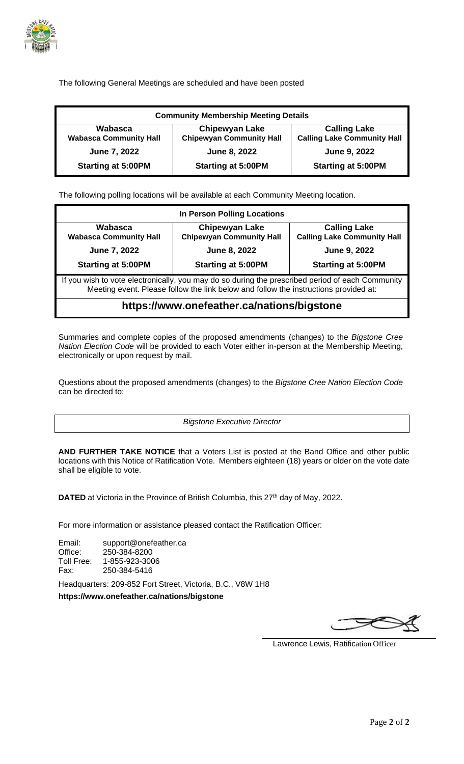The following General Meetings are scheduled and have been posted

| Community Membership Meeting Details | | |
|---|---|---|
| **Wabasca**<br>**Wabasca Community Hall** | **Chipewyan Lake**<br>**Chipewyan Community Hall** | **Calling Lake**<br>**Calling Lake Community Hall** |
| **June 7, 2022** | **June 8, 2022** | **June 9, 2022** |
| **Starting at 5:00PM** | **Starting at 5:00PM** | **Starting at 5:00PM** |

The following polling locations will be available at each Community Meeting location.

| In Person Polling Locations | | |
|---|---|---|
| **Wabasca**<br>**Wabasca Community Hall** | **Chipewyan Lake**<br>**Chipewyan Community Hall** | **Calling Lake**<br>**Calling Lake Community Hall** |
| **June 7, 2022** | **June 8, 2022** | **June 9, 2022** |
| **Starting at 5:00PM** | **Starting at 5:00PM** | **Starting at 5:00PM** |
| If you wish to vote electronically, you may do so during the prescribed period of each Community Meeting event. Please follow the link below and follow the instructions provided at: | | |
| **https://www.onefeather.ca/nations/bigstone** | | |

Summaries and complete copies of the proposed amendments (changes) to the *Bigstone Cree Nation Election Code* will be provided to each Voter either in-person at the Membership Meeting, electronically or upon request by mail.

Questions about the proposed amendments (changes) to the *Bigstone Cree Nation Election Code* can be directed to:

*Bigstone Executive Director*

**AND FURTHER TAKE NOTICE** that a Voters List is posted at the Band Office and other public locations with this Notice of Ratification Vote. Members eighteen (18) years or older on the vote date shall be eligible to vote.

**DATED** at Victoria in the Province of British Columbia, this 27th day of May, 2022.

For more information or assistance pleased contact the Ratification Officer:

Email: support@onefeather.ca
Office: 250-384-8200
Toll Free: 1-855-923-3006
Fax: 250-384-5416

Headquarters: 209-852 Fort Street, Victoria, B.C., V8W 1H8

**https://www.onefeather.ca/nations/bigstone**

Lawrence Lewis, Ratification Officer